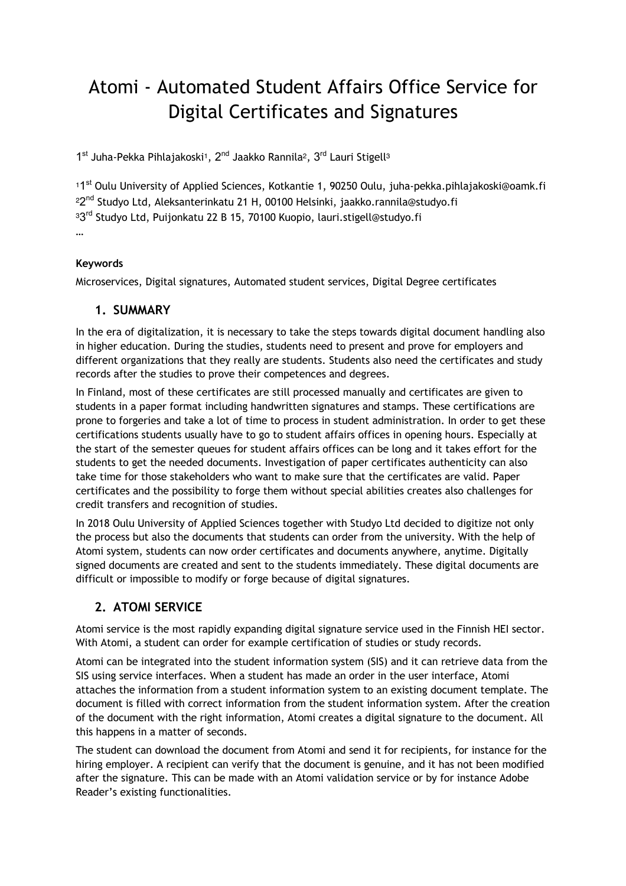# Atomi - Automated Student Affairs Office Service for Digital Certificates and Signatures

1st Juha-Pekka Pihlajakoski[1], 2nd Jaakko Rannila[2], 3rd Lauri Stigell[3]

[1]1st Oulu University of Applied Sciences, Kotkantie 1, 90250 Oulu, juha-pekka.pihlajakoski@oamk.fi
[2]2nd Studyo Ltd, Aleksanterinkatu 21 H, 00100 Helsinki, jaakko.rannila@studyo.fi
[3]3rd Studyo Ltd, Puijonkatu 22 B 15, 70100 Kuopio, lauri.stigell@studyo.fi
…

**Keywords**

Microservices, Digital signatures, Automated student services, Digital Degree certificates

## 1. SUMMARY

In the era of digitalization, it is necessary to take the steps towards digital document handling also in higher education. During the studies, students need to present and prove for employers and different organizations that they really are students. Students also need the certificates and study records after the studies to prove their competences and degrees.

In Finland, most of these certificates are still processed manually and certificates are given to students in a paper format including handwritten signatures and stamps. These certifications are prone to forgeries and take a lot of time to process in student administration. In order to get these certifications students usually have to go to student affairs offices in opening hours. Especially at the start of the semester queues for student affairs offices can be long and it takes effort for the students to get the needed documents. Investigation of paper certificates authenticity can also take time for those stakeholders who want to make sure that the certificates are valid. Paper certificates and the possibility to forge them without special abilities creates also challenges for credit transfers and recognition of studies.

In 2018 Oulu University of Applied Sciences together with Studyo Ltd decided to digitize not only the process but also the documents that students can order from the university. With the help of Atomi system, students can now order certificates and documents anywhere, anytime. Digitally signed documents are created and sent to the students immediately. These digital documents are difficult or impossible to modify or forge because of digital signatures.

## 2. ATOMI SERVICE

Atomi service is the most rapidly expanding digital signature service used in the Finnish HEI sector. With Atomi, a student can order for example certification of studies or study records.

Atomi can be integrated into the student information system (SIS) and it can retrieve data from the SIS using service interfaces. When a student has made an order in the user interface, Atomi attaches the information from a student information system to an existing document template. The document is filled with correct information from the student information system. After the creation of the document with the right information, Atomi creates a digital signature to the document. All this happens in a matter of seconds.

The student can download the document from Atomi and send it for recipients, for instance for the hiring employer. A recipient can verify that the document is genuine, and it has not been modified after the signature. This can be made with an Atomi validation service or by for instance Adobe Reader's existing functionalities.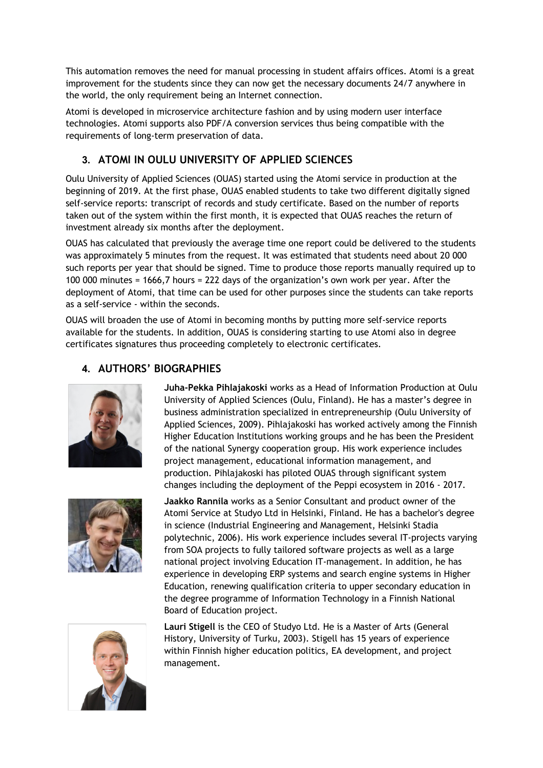This automation removes the need for manual processing in student affairs offices. Atomi is a great improvement for the students since they can now get the necessary documents 24/7 anywhere in the world, the only requirement being an Internet connection.

Atomi is developed in microservice architecture fashion and by using modern user interface technologies. Atomi supports also PDF/A conversion services thus being compatible with the requirements of long-term preservation of data.

## 3. ATOMI IN OULU UNIVERSITY OF APPLIED SCIENCES

Oulu University of Applied Sciences (OUAS) started using the Atomi service in production at the beginning of 2019. At the first phase, OUAS enabled students to take two different digitally signed self-service reports: transcript of records and study certificate. Based on the number of reports taken out of the system within the first month, it is expected that OUAS reaches the return of investment already six months after the deployment.

OUAS has calculated that previously the average time one report could be delivered to the students was approximately 5 minutes from the request. It was estimated that students need about 20 000 such reports per year that should be signed. Time to produce those reports manually required up to 100 000 minutes = 1666,7 hours = 222 days of the organization's own work per year. After the deployment of Atomi, that time can be used for other purposes since the students can take reports as a self-service - within the seconds.

OUAS will broaden the use of Atomi in becoming months by putting more self-service reports available for the students. In addition, OUAS is considering starting to use Atomi also in degree certificates signatures thus proceeding completely to electronic certificates.

## 4. AUTHORS' BIOGRAPHIES

**Juha-Pekka Pihlajakoski** works as a Head of Information Production at Oulu University of Applied Sciences (Oulu, Finland). He has a master's degree in business administration specialized in entrepreneurship (Oulu University of Applied Sciences, 2009). Pihlajakoski has worked actively among the Finnish Higher Education Institutions working groups and he has been the President of the national Synergy cooperation group. His work experience includes project management, educational information management, and production. Pihlajakoski has piloted OUAS through significant system changes including the deployment of the Peppi ecosystem in 2016 - 2017.

**Jaakko Rannila** works as a Senior Consultant and product owner of the Atomi Service at Studyo Ltd in Helsinki, Finland. He has a bachelor's degree in science (Industrial Engineering and Management, Helsinki Stadia polytechnic, 2006). His work experience includes several IT-projects varying from SOA projects to fully tailored software projects as well as a large national project involving Education IT-management. In addition, he has experience in developing ERP systems and search engine systems in Higher Education, renewing qualification criteria to upper secondary education in the degree programme of Information Technology in a Finnish National Board of Education project.

**Lauri Stigell** is the CEO of Studyo Ltd. He is a Master of Arts (General History, University of Turku, 2003). Stigell has 15 years of experience within Finnish higher education politics, EA development, and project management.